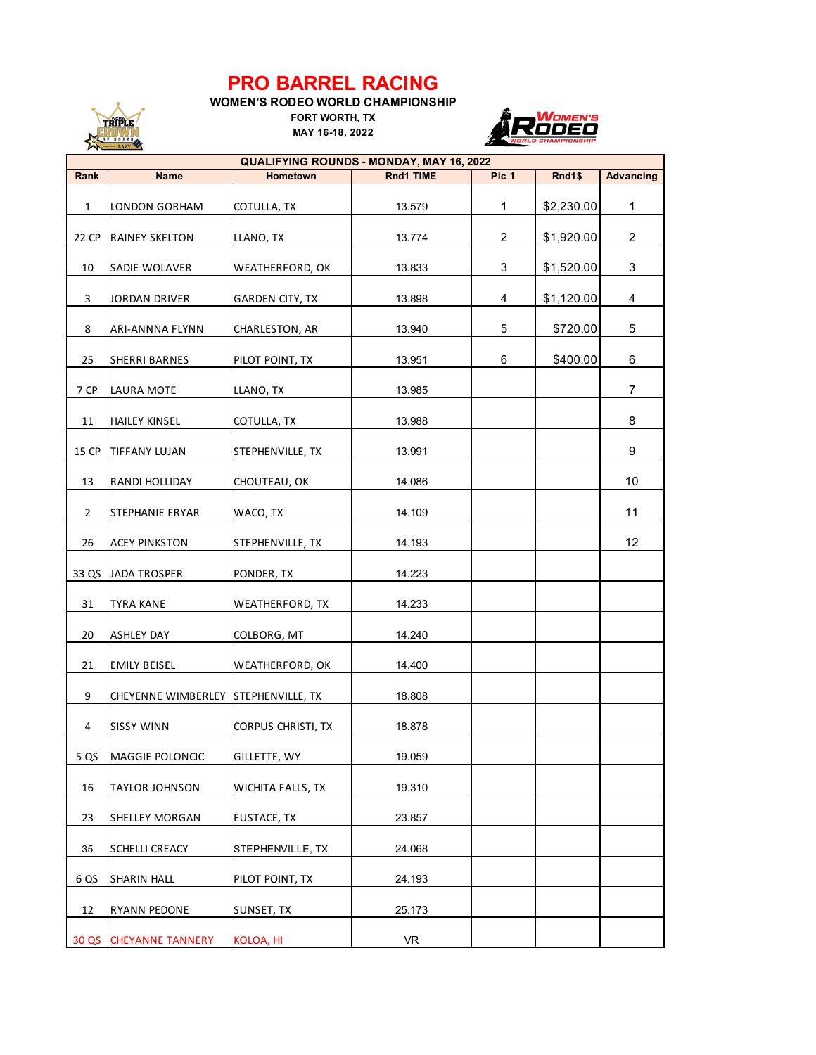# PRO BARREL RACING

**WOMEN'S RODEO WORLD CHAMPIONSHIP**

**FORT WORTH, TX**

**MAY 16-18, 2022**

| QUALIFYING ROUNDS - MONDAY, MAY 16, 2022 | | | | | | |
|---|---|---|---|---|---|---|
| **Rank** | **Name** | **Hometown** | **Rnd1 TIME** | **Plc 1** | **Rnd1$** | **Advancing** |
| 1 | LONDON GORHAM | COTULLA, TX | 13.579 | 1 | $2,230.00 | 1 |
| 22 CP | RAINEY SKELTON | LLANO, TX | 13.774 | 2 | $1,920.00 | 2 |
| 10 | SADIE WOLAVER | WEATHERFORD, OK | 13.833 | 3 | $1,520.00 | 3 |
| 3 | JORDAN DRIVER | GARDEN CITY, TX | 13.898 | 4 | $1,120.00 | 4 |
| 8 | ARI-ANNNA FLYNN | CHARLESTON, AR | 13.940 | 5 | $720.00 | 5 |
| 25 | SHERRI BARNES | PILOT POINT, TX | 13.951 | 6 | $400.00 | 6 |
| 7 CP | LAURA MOTE | LLANO, TX | 13.985 | | | 7 |
| 11 | HAILEY KINSEL | COTULLA, TX | 13.988 | | | 8 |
| 15 CP | TIFFANY LUJAN | STEPHENVILLE, TX | 13.991 | | | 9 |
| 13 | RANDI HOLLIDAY | CHOUTEAU, OK | 14.086 | | | 10 |
| 2 | STEPHANIE FRYAR | WACO, TX | 14.109 | | | 11 |
| 26 | ACEY PINKSTON | STEPHENVILLE, TX | 14.193 | | | 12 |
| 33 QS | JADA TROSPER | PONDER, TX | 14.223 | | | |
| 31 | TYRA KANE | WEATHERFORD, TX | 14.233 | | | |
| 20 | ASHLEY DAY | COLBORG, MT | 14.240 | | | |
| 21 | EMILY BEISEL | WEATHERFORD, OK | 14.400 | | | |
| 9 | CHEYENNE WIMBERLEY | STEPHENVILLE, TX | 18.808 | | | |
| 4 | SISSY WINN | CORPUS CHRISTI, TX | 18.878 | | | |
| 5 QS | MAGGIE POLONCIC | GILLETTE, WY | 19.059 | | | |
| 16 | TAYLOR JOHNSON | WICHITA FALLS, TX | 19.310 | | | |
| 23 | SHELLEY MORGAN | EUSTACE, TX | 23.857 | | | |
| 35 | SCHELLI CREACY | STEPHENVILLE, TX | 24.068 | | | |
| 6 QS | SHARIN HALL | PILOT POINT, TX | 24.193 | | | |
| 12 | RYANN PEDONE | SUNSET, TX | 25.173 | | | |
| 30 QS | CHEYANNE TANNERY | KOLOA, HI | VR | | | |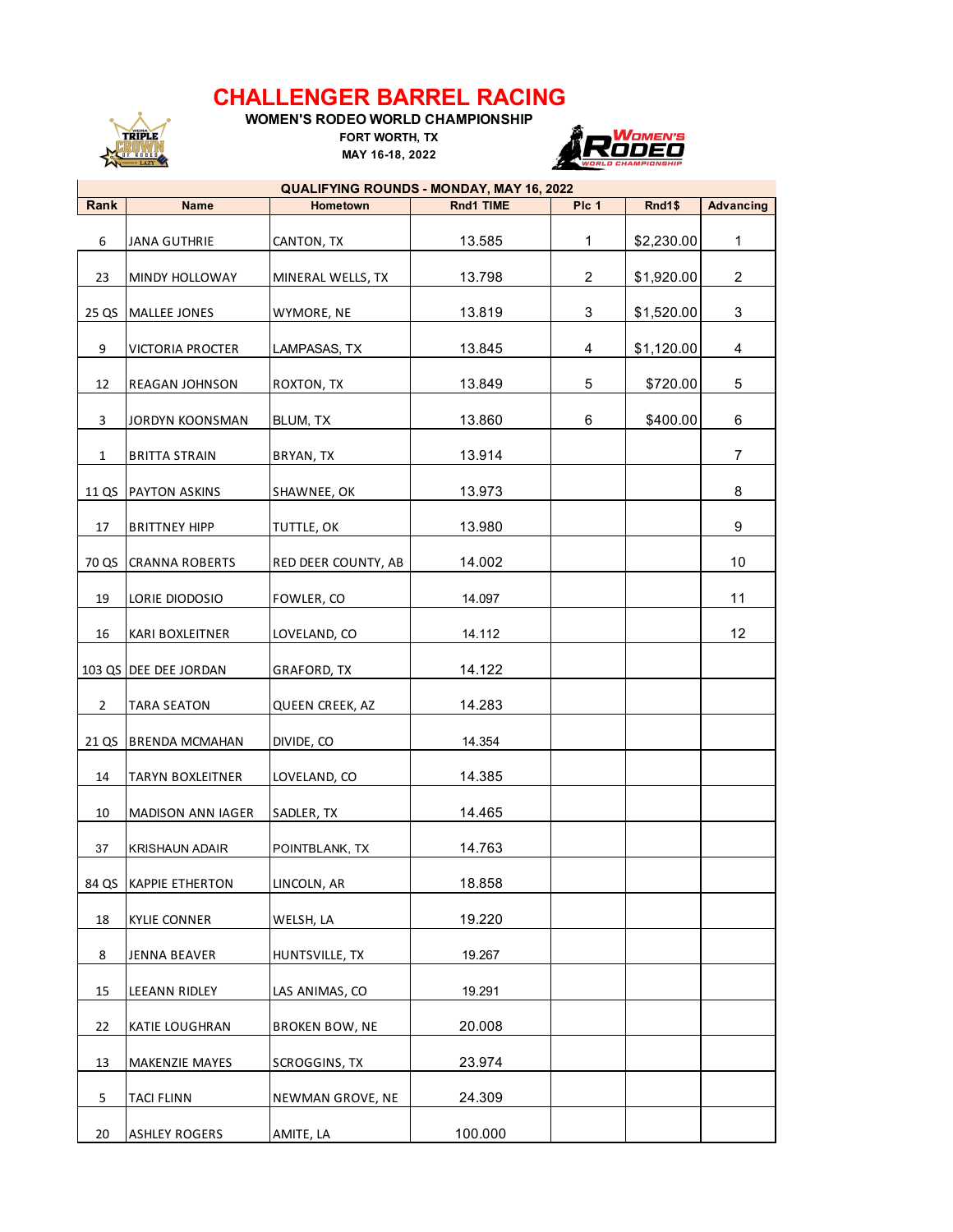# CHALLENGER BARREL RACING

**WOMEN'S RODEO WORLD CHAMPIONSHIP**

**FORT WORTH, TX**

**MAY 16-18, 2022**

| QUALIFYING ROUNDS - MONDAY, MAY 16, 2022 | | | | | | |
|---|---|---|---|---|---|---|
| **Rank** | **Name** | **Hometown** | **Rnd1 TIME** | **Plc 1** | **Rnd1$** | **Advancing** |
| 6 | JANA GUTHRIE | CANTON, TX | 13.585 | 1 | $2,230.00 | 1 |
| 23 | MINDY HOLLOWAY | MINERAL WELLS, TX | 13.798 | 2 | $1,920.00 | 2 |
| 25 QS | MALLEE JONES | WYMORE, NE | 13.819 | 3 | $1,520.00 | 3 |
| 9 | VICTORIA PROCTER | LAMPASAS, TX | 13.845 | 4 | $1,120.00 | 4 |
| 12 | REAGAN JOHNSON | ROXTON, TX | 13.849 | 5 | $720.00 | 5 |
| 3 | JORDYN KOONSMAN | BLUM, TX | 13.860 | 6 | $400.00 | 6 |
| 1 | BRITTA STRAIN | BRYAN, TX | 13.914 | | | 7 |
| 11 QS | PAYTON ASKINS | SHAWNEE, OK | 13.973 | | | 8 |
| 17 | BRITTNEY HIPP | TUTTLE, OK | 13.980 | | | 9 |
| 70 QS | CRANNA ROBERTS | RED DEER COUNTY, AB | 14.002 | | | 10 |
| 19 | LORIE DIODOSIO | FOWLER, CO | 14.097 | | | 11 |
| 16 | KARI BOXLEITNER | LOVELAND, CO | 14.112 | | | 12 |
| 103 QS | DEE DEE JORDAN | GRAFORD, TX | 14.122 | | | |
| 2 | TARA SEATON | QUEEN CREEK, AZ | 14.283 | | | |
| 21 QS | BRENDA MCMAHAN | DIVIDE, CO | 14.354 | | | |
| 14 | TARYN BOXLEITNER | LOVELAND, CO | 14.385 | | | |
| 10 | MADISON ANN IAGER | SADLER, TX | 14.465 | | | |
| 37 | KRISHAUN ADAIR | POINTBLANK, TX | 14.763 | | | |
| 84 QS | KAPPIE ETHERTON | LINCOLN, AR | 18.858 | | | |
| 18 | KYLIE CONNER | WELSH, LA | 19.220 | | | |
| 8 | JENNA BEAVER | HUNTSVILLE, TX | 19.267 | | | |
| 15 | LEEANN RIDLEY | LAS ANIMAS, CO | 19.291 | | | |
| 22 | KATIE LOUGHRAN | BROKEN BOW, NE | 20.008 | | | |
| 13 | MAKENZIE MAYES | SCROGGINS, TX | 23.974 | | | |
| 5 | TACI FLINN | NEWMAN GROVE, NE | 24.309 | | | |
| 20 | ASHLEY ROGERS | AMITE, LA | 100.000 | | | |